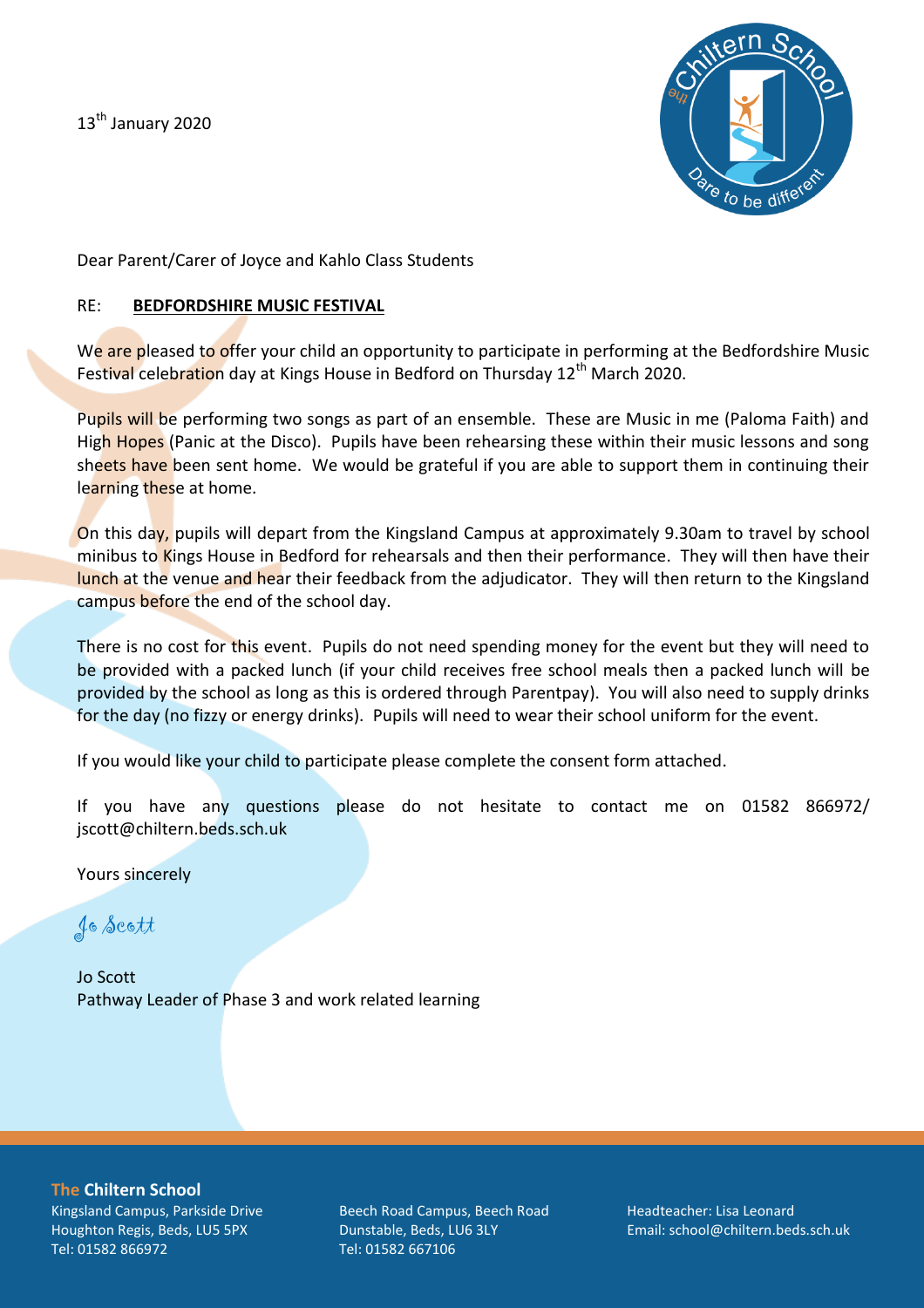13th January 2020

Dear Parent/Carer of Joyce and Kahlo Class Students

RE: **BEDFORDSHIRE MUSIC FESTIVAL**

We are pleased to offer your child an opportunity to participate in performing at the Bedfordshire Music Festival celebration day at Kings House in Bedford on Thursday 12th March 2020.

Pupils will be performing two songs as part of an ensemble. These are Music in me (Paloma Faith) and High Hopes (Panic at the Disco). Pupils have been rehearsing these within their music lessons and song sheets have been sent home. We would be grateful if you are able to support them in continuing their learning these at home.

On this day, pupils will depart from the Kingsland Campus at approximately 9.30am to travel by school minibus to Kings House in Bedford for rehearsals and then their performance. They will then have their lunch at the venue and hear their feedback from the adjudicator. They will then return to the Kingsland campus before the end of the school day.

There is no cost for this event. Pupils do not need spending money for the event but they will need to be provided with a packed lunch (if your child receives free school meals then a packed lunch will be provided by the school as long as this is ordered through Parentpay). You will also need to supply drinks for the day (no fizzy or energy drinks). Pupils will need to wear their school uniform for the event.

If you would like your child to participate please complete the consent form attached.

If you have any questions please do not hesitate to contact me on 01582 866972/ jscott@chiltern.beds.sch.uk

Yours sincerely

Jo Scott

Jo Scott
Pathway Leader of Phase 3 and work related learning

**The Chiltern School**
Kingsland Campus, Parkside Drive
Houghton Regis, Beds, LU5 5PX
Tel: 01582 866972

Beech Road Campus, Beech Road
Dunstable, Beds, LU6 3LY
Tel: 01582 667106

Headteacher: Lisa Leonard
Email: school@chiltern.beds.sch.uk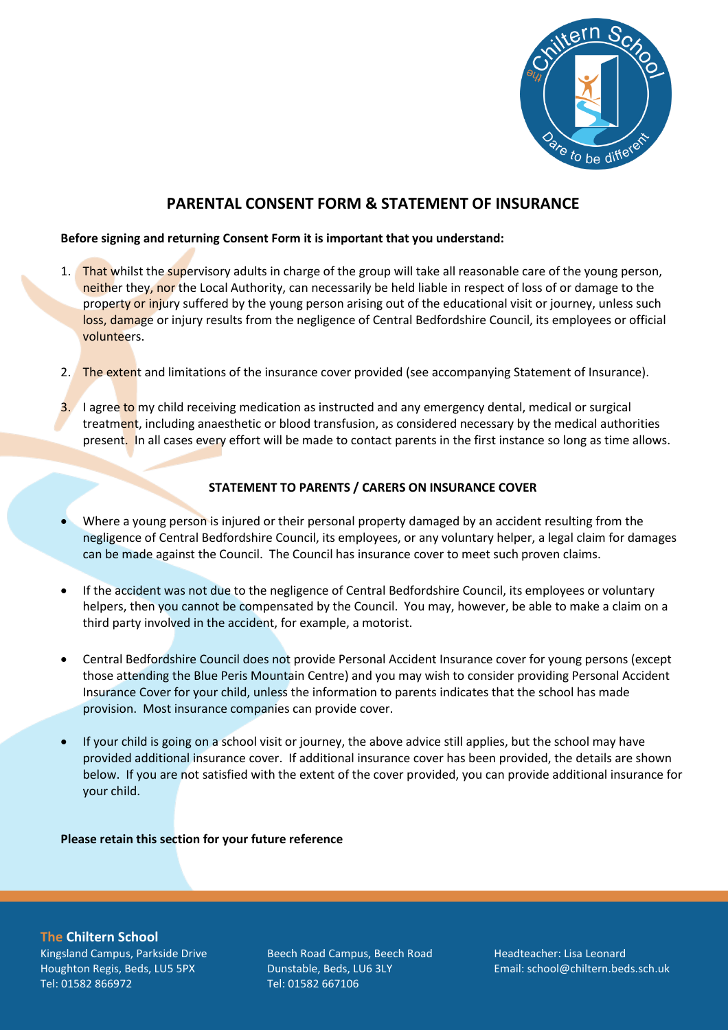## PARENTAL CONSENT FORM & STATEMENT OF INSURANCE

**Before signing and returning Consent Form it is important that you understand:**

1. That whilst the supervisory adults in charge of the group will take all reasonable care of the young person, neither they, nor the Local Authority, can necessarily be held liable in respect of loss of or damage to the property or injury suffered by the young person arising out of the educational visit or journey, unless such loss, damage or injury results from the negligence of Central Bedfordshire Council, its employees or official volunteers.

2. The extent and limitations of the insurance cover provided (see accompanying Statement of Insurance).

3. I agree to my child receiving medication as instructed and any emergency dental, medical or surgical treatment, including anaesthetic or blood transfusion, as considered necessary by the medical authorities present. In all cases every effort will be made to contact parents in the first instance so long as time allows.

**STATEMENT TO PARENTS / CARERS ON INSURANCE COVER**

- Where a young person is injured or their personal property damaged by an accident resulting from the negligence of Central Bedfordshire Council, its employees, or any voluntary helper, a legal claim for damages can be made against the Council. The Council has insurance cover to meet such proven claims.

- If the accident was not due to the negligence of Central Bedfordshire Council, its employees or voluntary helpers, then you cannot be compensated by the Council. You may, however, be able to make a claim on a third party involved in the accident, for example, a motorist.

- Central Bedfordshire Council does not provide Personal Accident Insurance cover for young persons (except those attending the Blue Peris Mountain Centre) and you may wish to consider providing Personal Accident Insurance Cover for your child, unless the information to parents indicates that the school has made provision. Most insurance companies can provide cover.

- If your child is going on a school visit or journey, the above advice still applies, but the school may have provided additional insurance cover. If additional insurance cover has been provided, the details are shown below. If you are not satisfied with the extent of the cover provided, you can provide additional insurance for your child.

**Please retain this section for your future reference**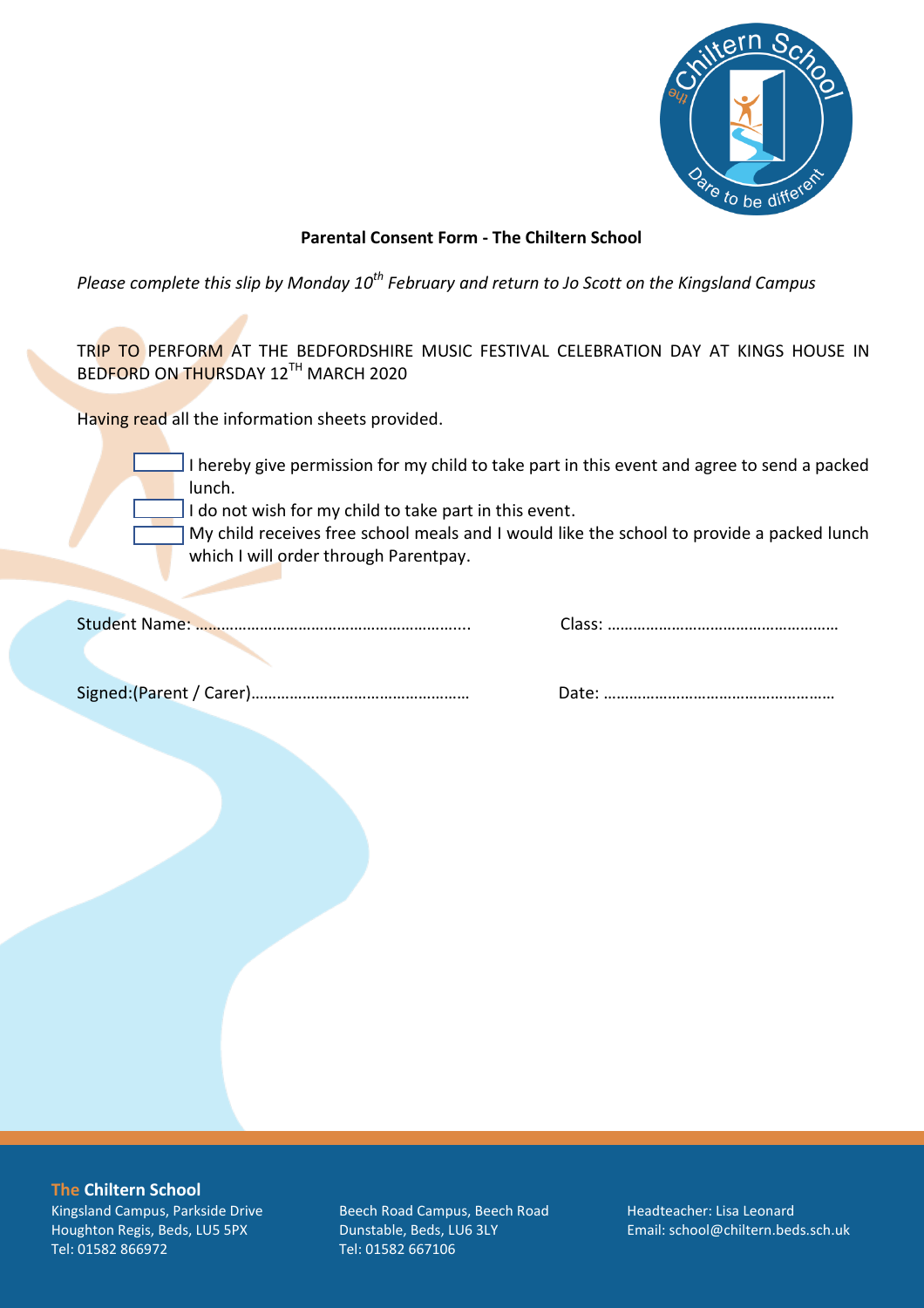**Parental Consent Form - The Chiltern School**

*Please complete this slip by Monday 10th February and return to Jo Scott on the Kingsland Campus*

TRIP TO PERFORM AT THE BEDFORDSHIRE MUSIC FESTIVAL CELEBRATION DAY AT KINGS HOUSE IN BEDFORD ON THURSDAY 12TH MARCH 2020

Having read all the information sheets provided.

- ☐ I hereby give permission for my child to take part in this event and agree to send a packed lunch.
- ☐ I do not wish for my child to take part in this event.
- ☐ My child receives free school meals and I would like the school to provide a packed lunch which I will order through Parentpay.

Student Name: ……………………………………………………….. Class: ………………………………………………

Signed:(Parent / Carer)…………………………………………… Date: ………………………………………………

**The Chiltern School**

Kingsland Campus, Parkside Drive
Houghton Regis, Beds, LU5 5PX
Tel: 01582 866972

Beech Road Campus, Beech Road
Dunstable, Beds, LU6 3LY
Tel: 01582 667106

Headteacher: Lisa Leonard
Email: school@chiltern.beds.sch.uk